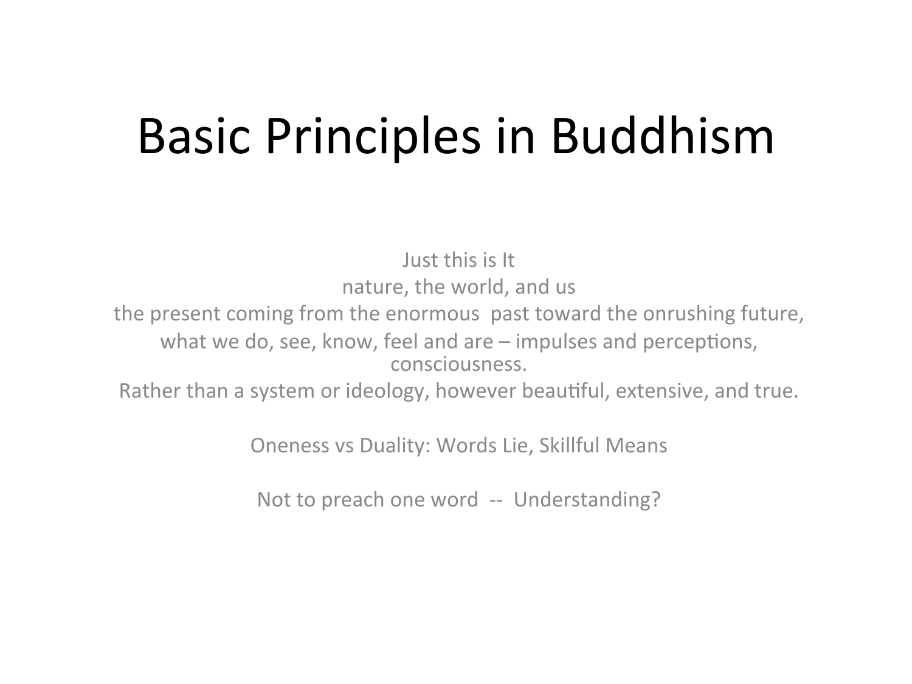# Basic Principles in Buddhism

Just this is It

nature, the world, and us

the present coming from the enormous past toward the onrushing future,

what we do, see, know, feel and are – impulses and perceptions, consciousness.

Rather than a system or ideology, however beautiful, extensive, and true.

Oneness vs Duality: Words Lie, Skillful Means

Not to preach one word -- Understanding?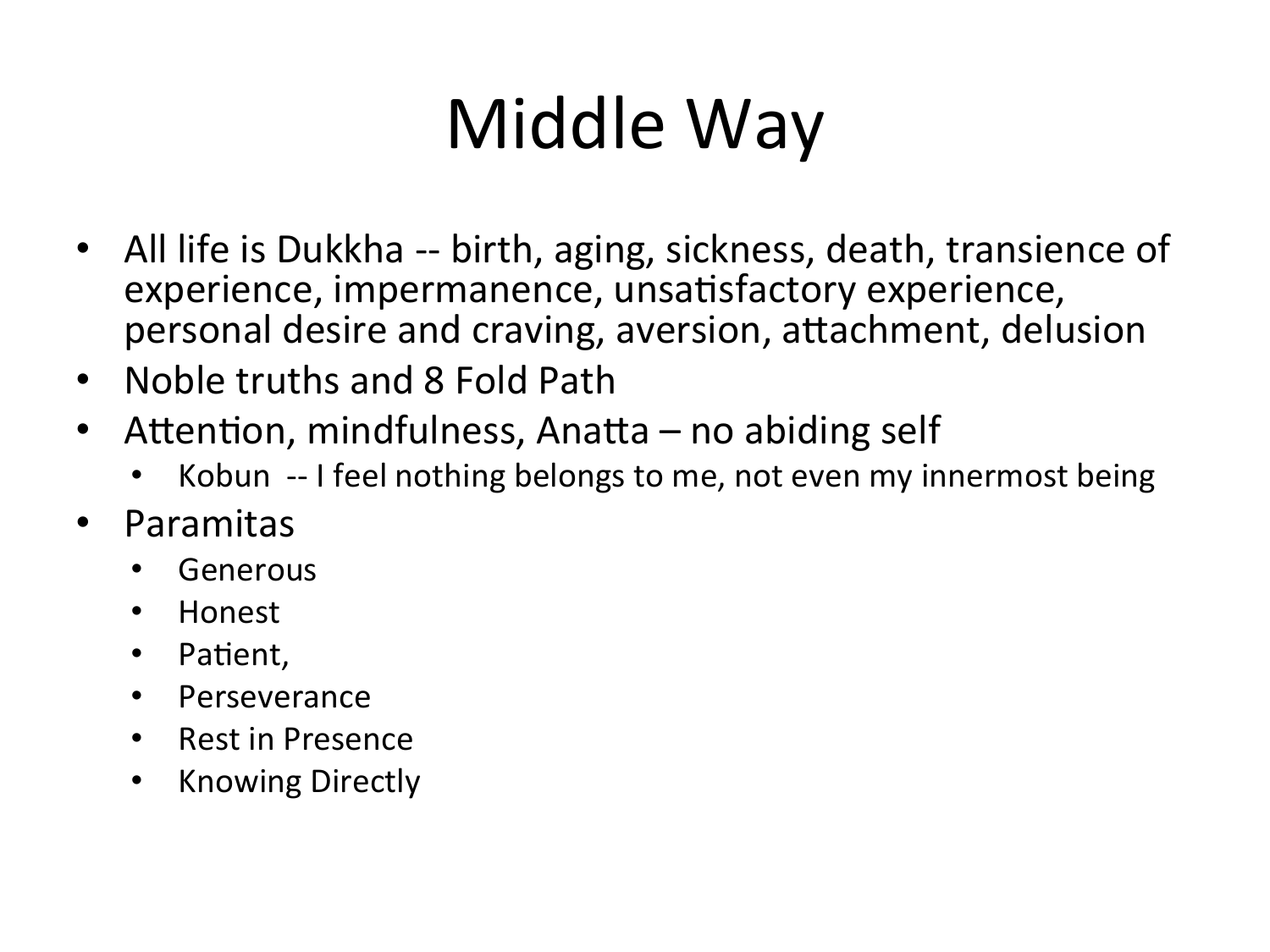# Middle Way

- All life is Dukkha -- birth, aging, sickness, death, transience of experience, impermanence, unsatisfactory experience, personal desire and craving, aversion, attachment, delusion
- Noble truths and 8 Fold Path
- Attention, mindfulness, Anatta – no abiding self
  - Kobun -- I feel nothing belongs to me, not even my innermost being
- Paramitas
  - Generous
  - Honest
  - Patient,
  - Perseverance
  - Rest in Presence
  - Knowing Directly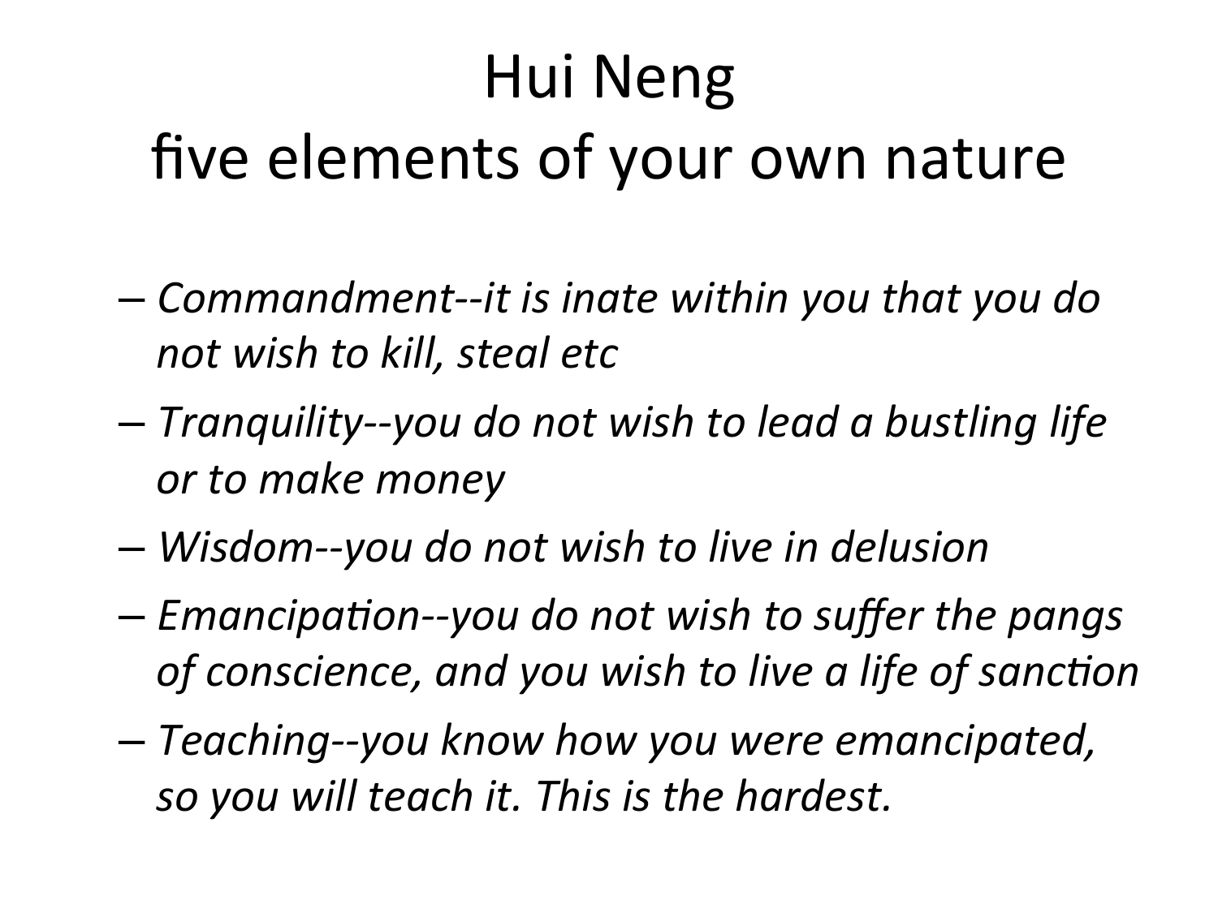# Hui Neng
# five elements of your own nature

- *Commandment--it is inate within you that you do not wish to kill, steal etc*
- *Tranquility--you do not wish to lead a bustling life or to make money*
- *Wisdom--you do not wish to live in delusion*
- *Emancipation--you do not wish to suffer the pangs of conscience, and you wish to live a life of sanction*
- *Teaching--you know how you were emancipated, so you will teach it. This is the hardest.*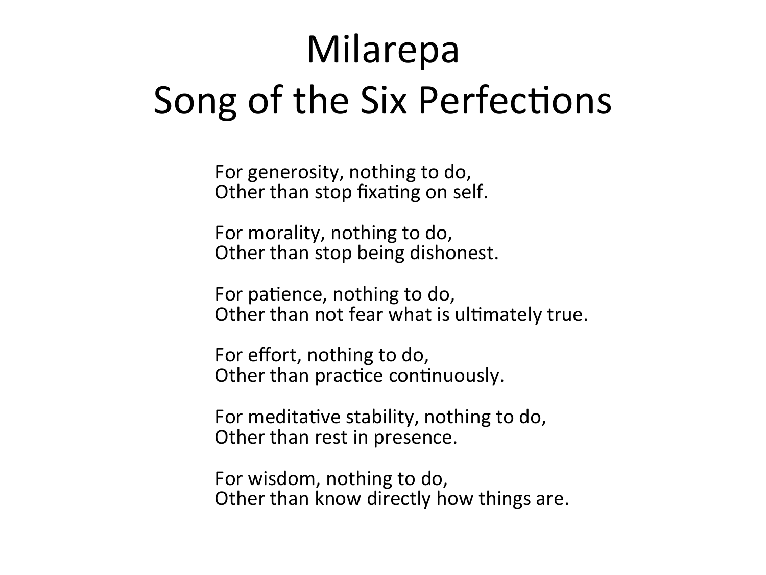# Milarepa
# Song of the Six Perfections

For generosity, nothing to do,
Other than stop fixating on self.

For morality, nothing to do,
Other than stop being dishonest.

For patience, nothing to do,
Other than not fear what is ultimately true.

For effort, nothing to do,
Other than practice continuously.

For meditative stability, nothing to do,
Other than rest in presence.

For wisdom, nothing to do,
Other than know directly how things are.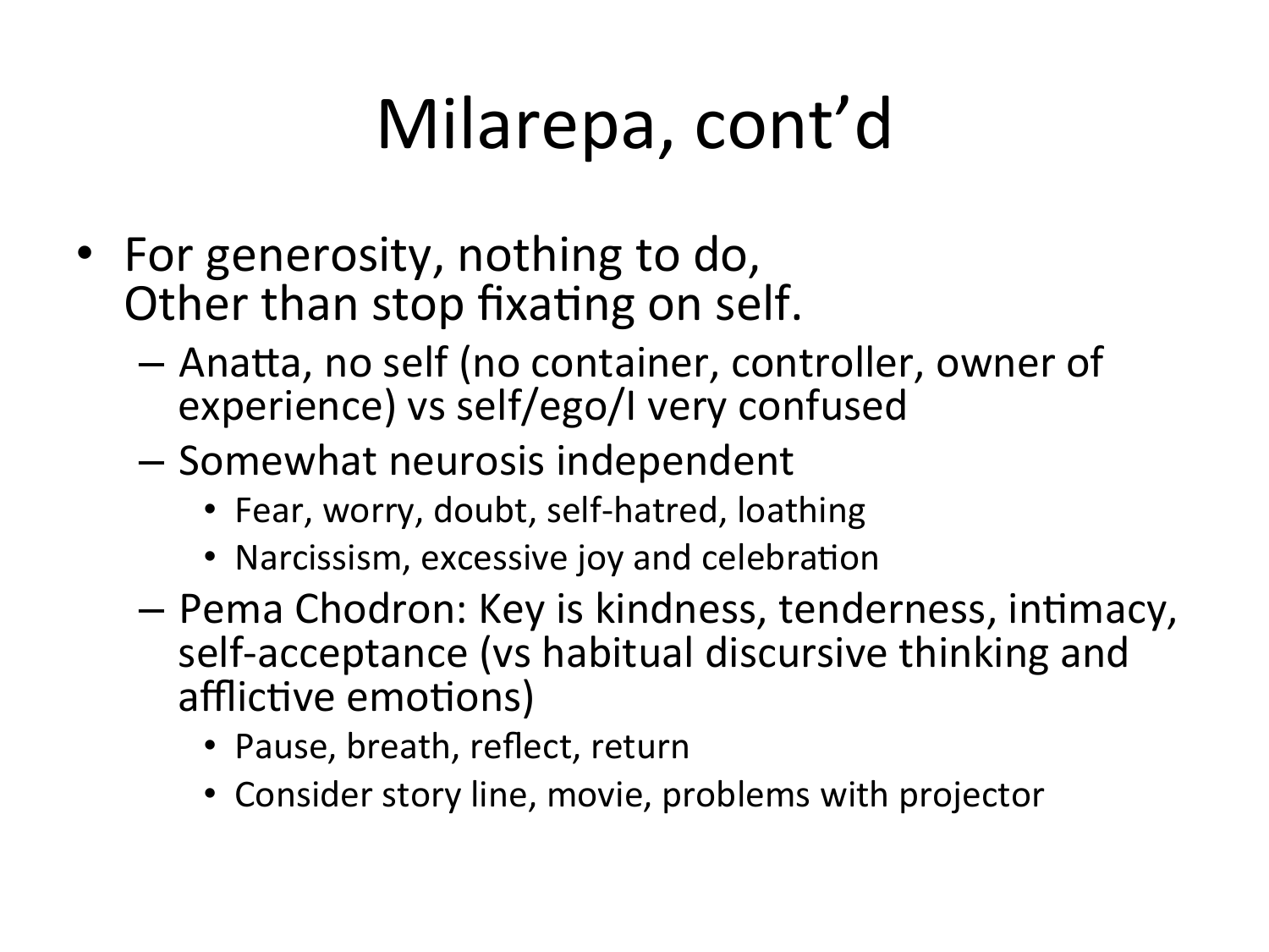# Milarepa, cont'd

- For generosity, nothing to do,
  Other than stop fixating on self.
  - Anatta, no self (no container, controller, owner of experience) vs self/ego/I very confused
  - Somewhat neurosis independent
    - Fear, worry, doubt, self-hatred, loathing
    - Narcissism, excessive joy and celebration
  - Pema Chodron: Key is kindness, tenderness, intimacy, self-acceptance (vs habitual discursive thinking and afflictive emotions)
    - Pause, breath, reflect, return
    - Consider story line, movie, problems with projector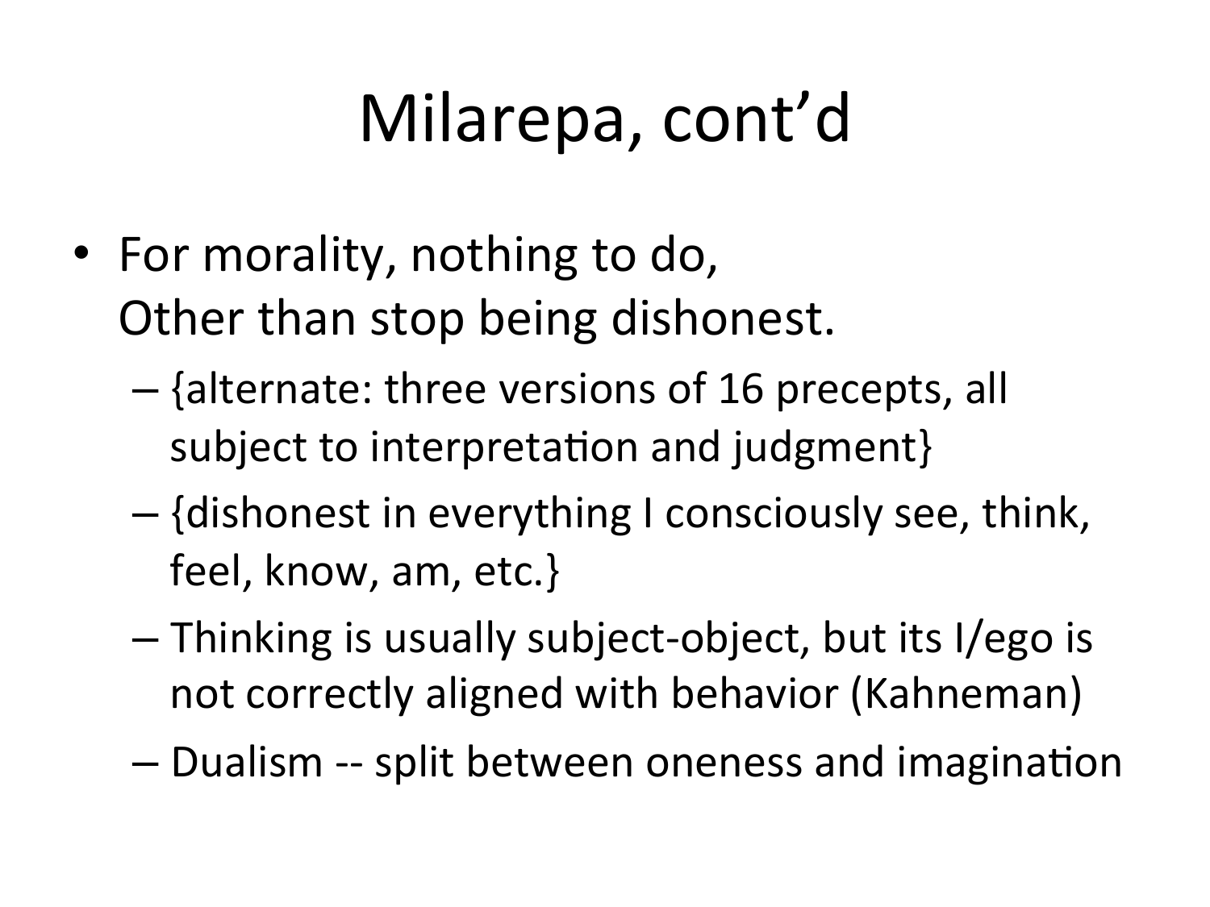# Milarepa, cont'd

- For morality, nothing to do,
  Other than stop being dishonest.
  - {alternate: three versions of 16 precepts, all subject to interpretation and judgment}
  - {dishonest in everything I consciously see, think, feel, know, am, etc.}
  - Thinking is usually subject-object, but its I/ego is not correctly aligned with behavior (Kahneman)
  - Dualism -- split between oneness and imagination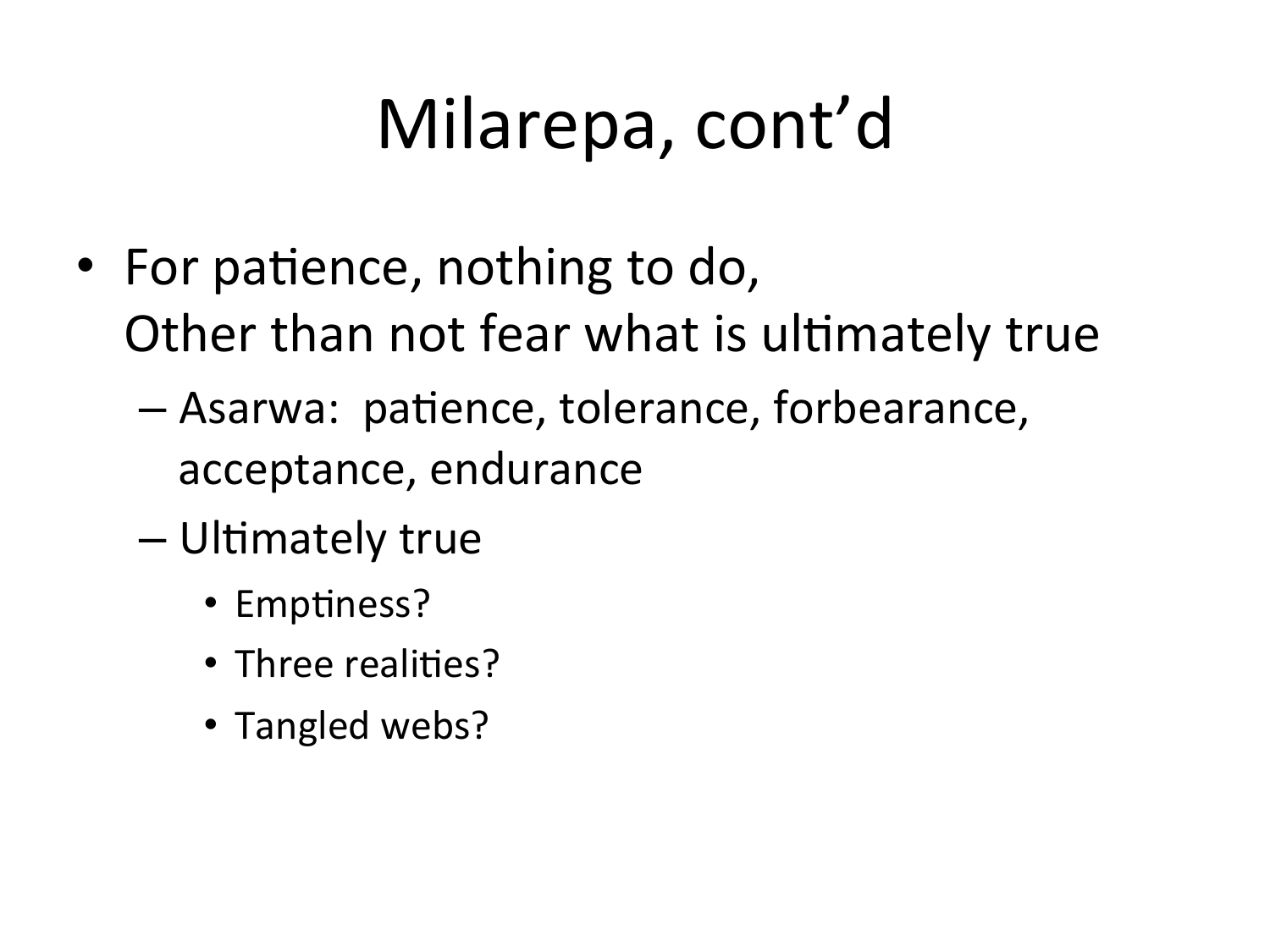# Milarepa, cont'd

- For patience, nothing to do,
  Other than not fear what is ultimately true
  - Asarwa: patience, tolerance, forbearance, acceptance, endurance
  - Ultimately true
    - Emptiness?
    - Three realities?
    - Tangled webs?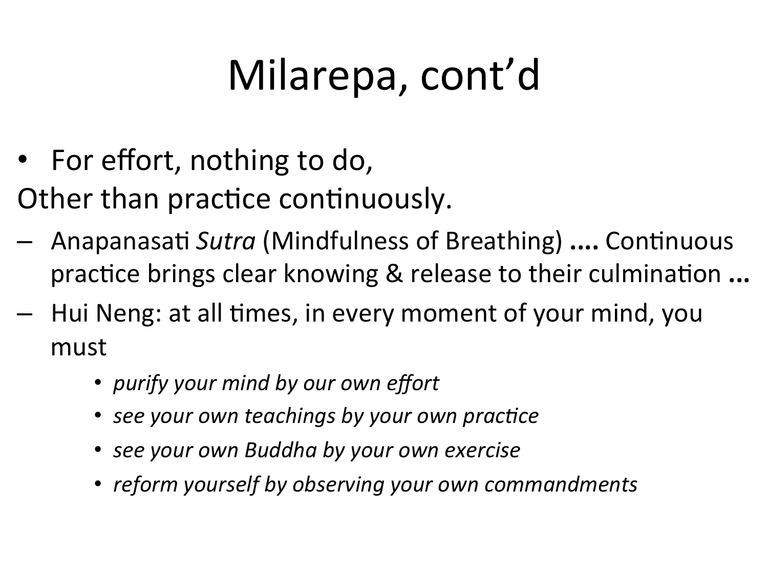# Milarepa, cont'd

- For effort, nothing to do,

Other than practice continuously.

- Anapanasati *Sutra* (Mindfulness of Breathing) **....** Continuous practice brings clear knowing & release to their culmination **...**
- Hui Neng: at all times, in every moment of your mind, you must
    - *purify your mind by our own effort*
    - *see your own teachings by your own practice*
    - *see your own Buddha by your own exercise*
    - *reform yourself by observing your own commandments*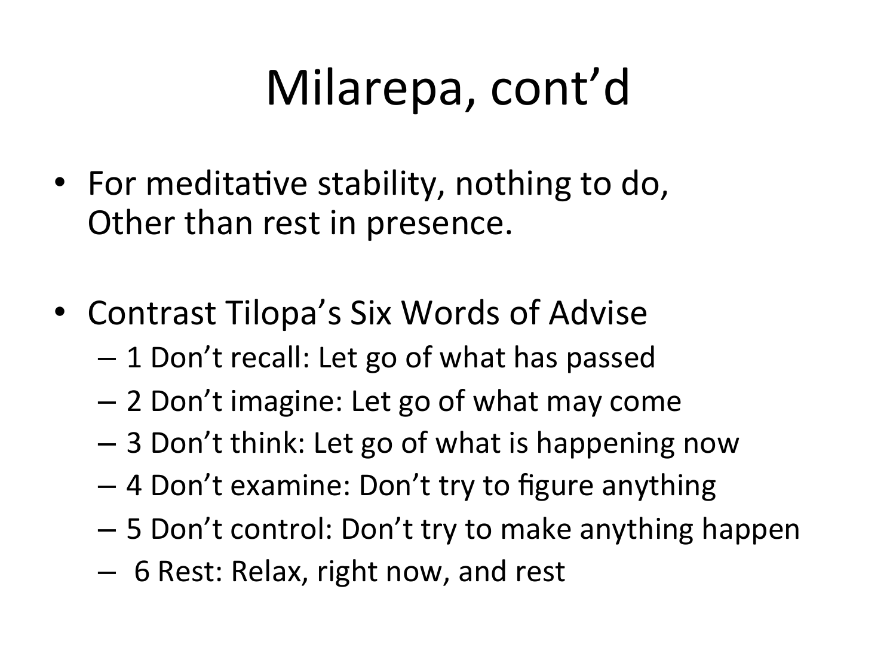# Milarepa, cont'd

- For meditative stability, nothing to do,
  Other than rest in presence.

- Contrast Tilopa's Six Words of Advise
  - 1 Don't recall: Let go of what has passed
  - 2 Don't imagine: Let go of what may come
  - 3 Don't think: Let go of what is happening now
  - 4 Don't examine: Don't try to figure anything
  - 5 Don't control: Don't try to make anything happen
  - 6 Rest: Relax, right now, and rest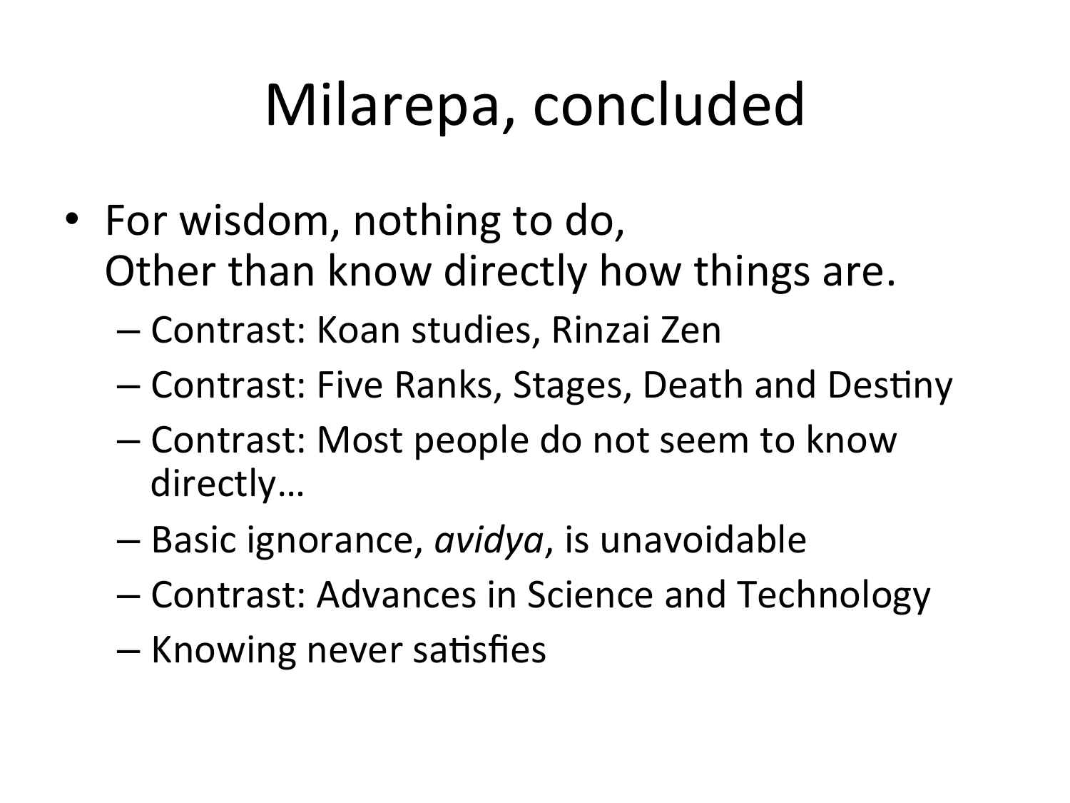# Milarepa, concluded

- For wisdom, nothing to do,
  Other than know directly how things are.
  - Contrast: Koan studies, Rinzai Zen
  - Contrast: Five Ranks, Stages, Death and Destiny
  - Contrast: Most people do not seem to know directly…
  - Basic ignorance, *avidya*, is unavoidable
  - Contrast: Advances in Science and Technology
  - Knowing never satisfies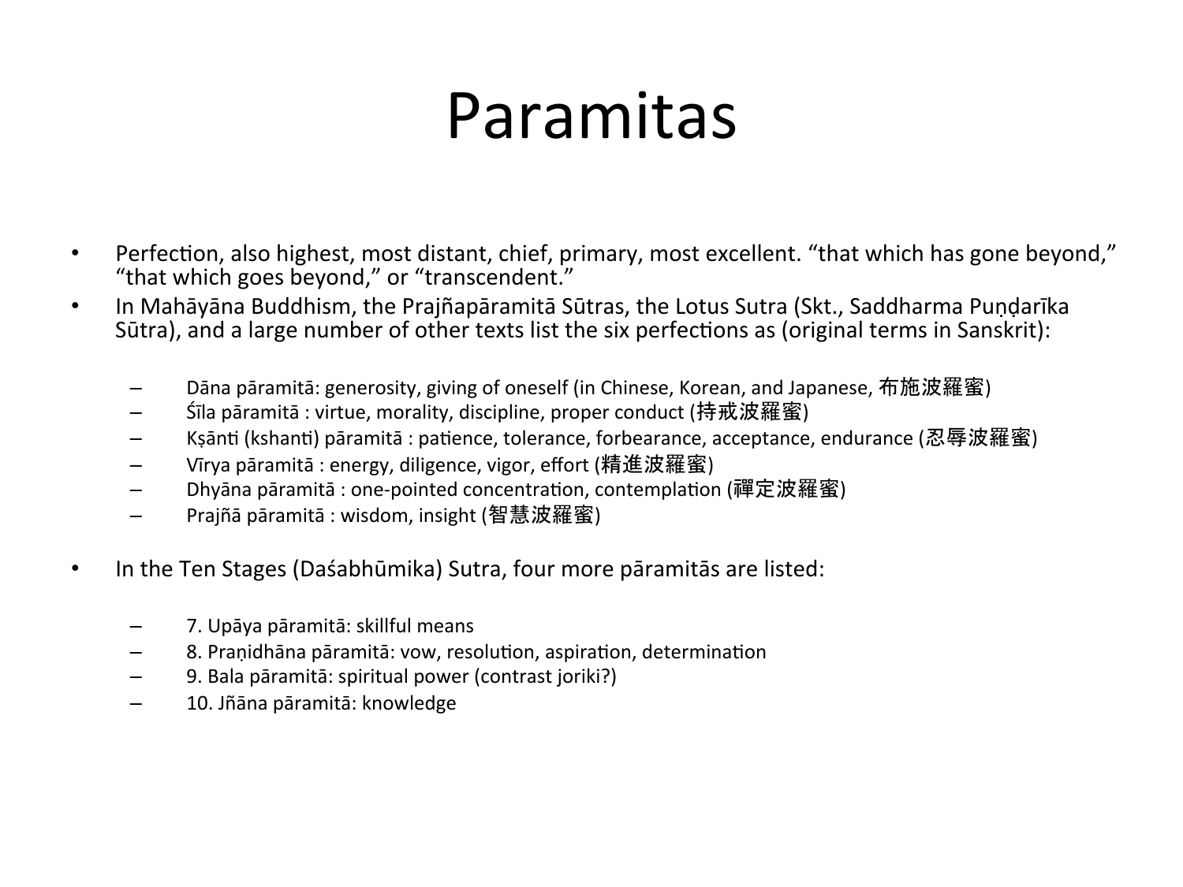# Paramitas

- Perfection, also highest, most distant, chief, primary, most excellent. "that which has gone beyond," "that which goes beyond," or "transcendent."
- In Mahāyāna Buddhism, the Prajñapāramitā Sūtras, the Lotus Sutra (Skt., Saddharma Puṇḍarīka Sūtra), and a large number of other texts list the six perfections as (original terms in Sanskrit):
  - Dāna pāramitā: generosity, giving of oneself (in Chinese, Korean, and Japanese, 布施波羅蜜)
  - Śīla pāramitā : virtue, morality, discipline, proper conduct (持戒波羅蜜)
  - Kṣānti (kshanti) pāramitā : patience, tolerance, forbearance, acceptance, endurance (忍辱波羅蜜)
  - Vīrya pāramitā : energy, diligence, vigor, effort (精進波羅蜜)
  - Dhyāna pāramitā : one-pointed concentration, contemplation (禪定波羅蜜)
  - Prajñā pāramitā : wisdom, insight (智慧波羅蜜)
- In the Ten Stages (Daśabhūmika) Sutra, four more pāramitās are listed:
  - 7. Upāya pāramitā: skillful means
  - 8. Praṇidhāna pāramitā: vow, resolution, aspiration, determination
  - 9. Bala pāramitā: spiritual power (contrast joriki?)
  - 10. Jñāna pāramitā: knowledge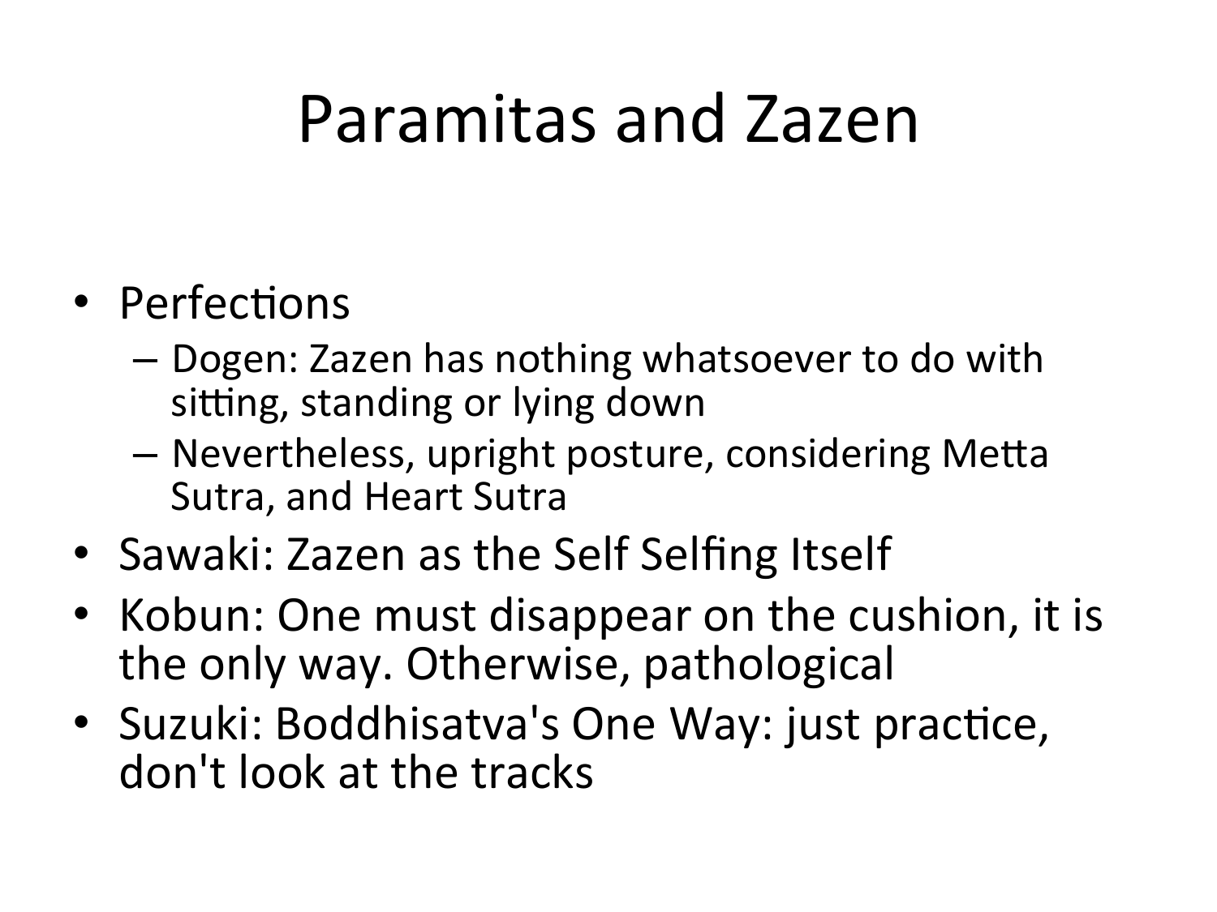# Paramitas and Zazen

- Perfections
  - Dogen: Zazen has nothing whatsoever to do with sitting, standing or lying down
  - Nevertheless, upright posture, considering Metta Sutra, and Heart Sutra
- Sawaki: Zazen as the Self Selfing Itself
- Kobun: One must disappear on the cushion, it is the only way. Otherwise, pathological
- Suzuki: Boddhisatva's One Way: just practice, don't look at the tracks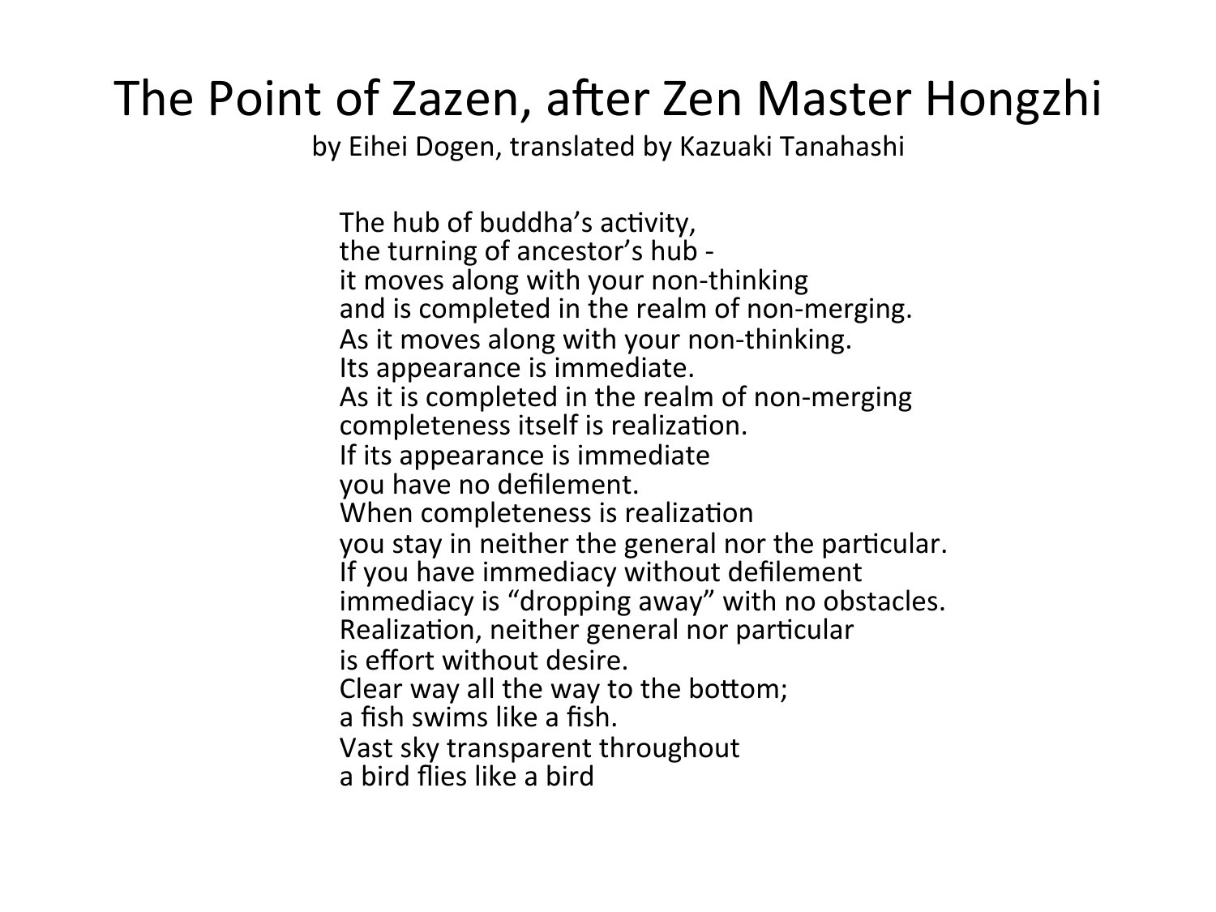# The Point of Zazen, after Zen Master Hongzhi

by Eihei Dogen, translated by Kazuaki Tanahashi

The hub of buddha's activity,  
the turning of ancestor's hub -  
it moves along with your non-thinking  
and is completed in the realm of non-merging.  
As it moves along with your non-thinking.  
Its appearance is immediate.  
As it is completed in the realm of non-merging  
completeness itself is realization.  
If its appearance is immediate  
you have no defilement.  
When completeness is realization  
you stay in neither the general nor the particular.  
If you have immediacy without defilement  
immediacy is "dropping away" with no obstacles.  
Realization, neither general nor particular  
is effort without desire.  
Clear way all the way to the bottom;  
a fish swims like a fish.  
Vast sky transparent throughout  
a bird flies like a bird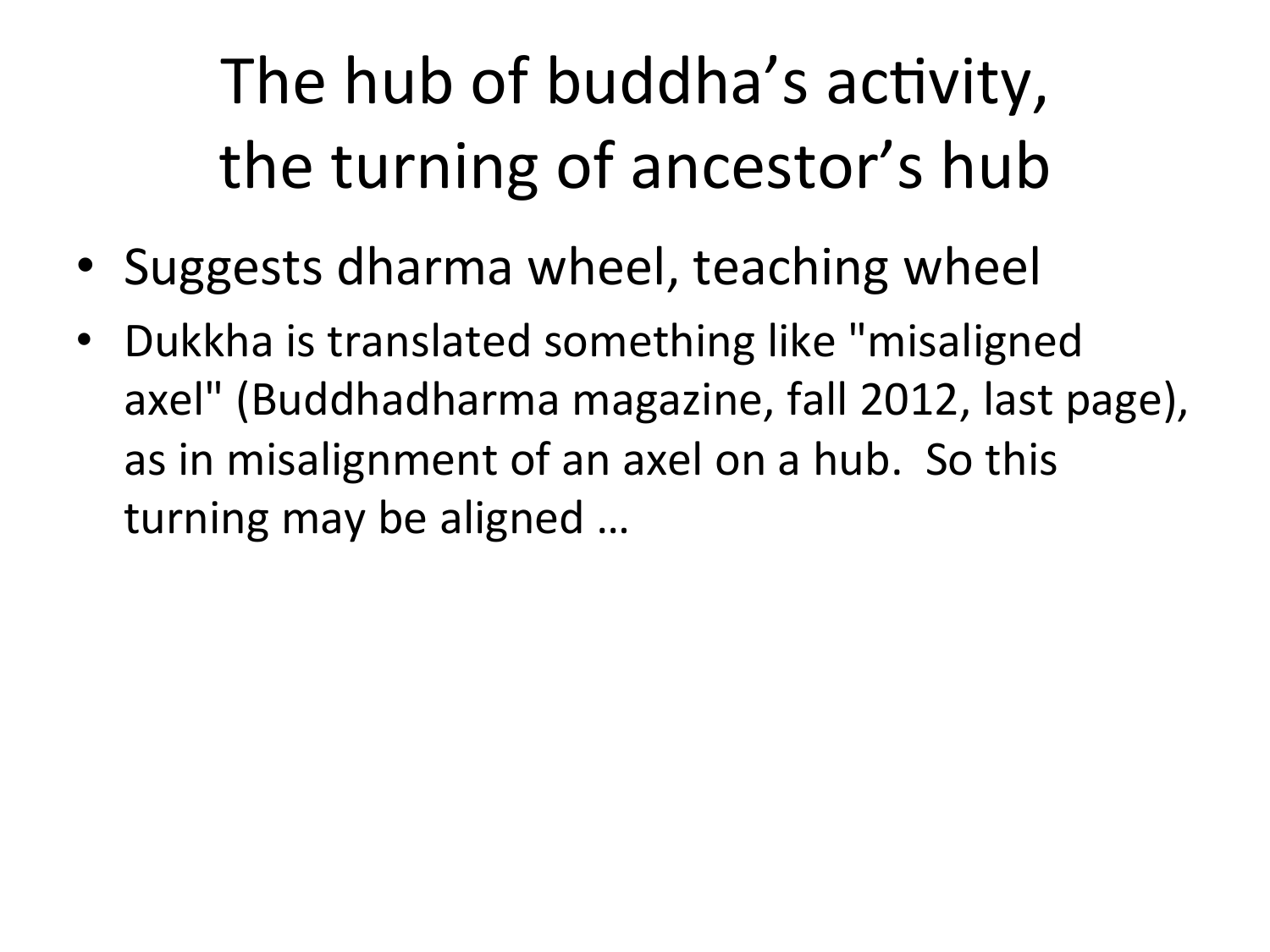# The hub of buddha's activity, the turning of ancestor's hub

- Suggests dharma wheel, teaching wheel
- Dukkha is translated something like "misaligned axel" (Buddhadharma magazine, fall 2012, last page), as in misalignment of an axel on a hub. So this turning may be aligned …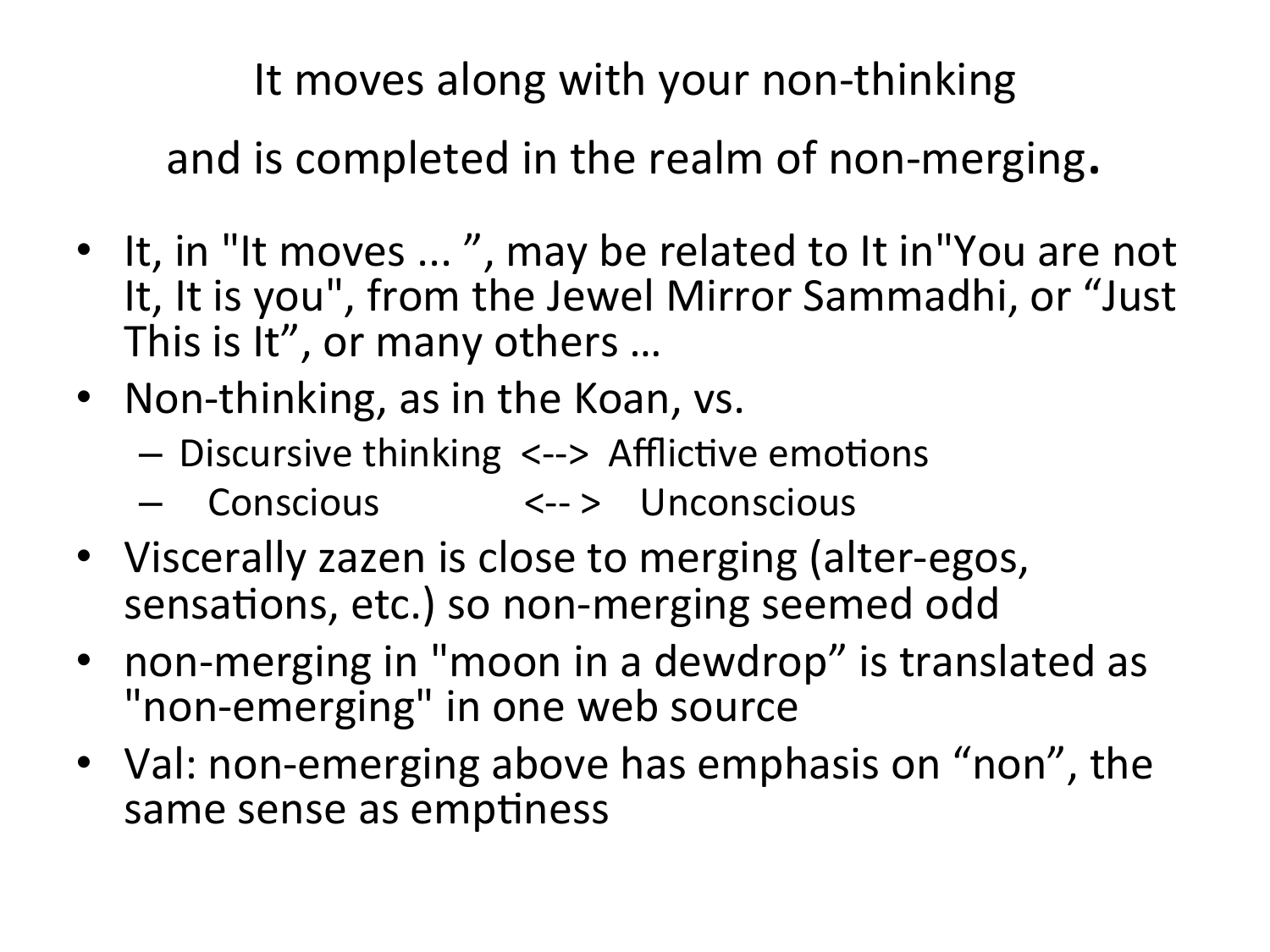# It moves along with your non-thinking

# and is completed in the realm of non-merging.

- It, in "It moves ... ", may be related to It in"You are not It, It is you", from the Jewel Mirror Sammadhi, or "Just This is It", or many others …
- Non-thinking, as in the Koan, vs.
  - Discursive thinking <--> Afflictive emotions
  - Conscious <-- > Unconscious
- Viscerally zazen is close to merging (alter-egos, sensations, etc.) so non-merging seemed odd
- non-merging in "moon in a dewdrop" is translated as "non-emerging" in one web source
- Val: non-emerging above has emphasis on "non", the same sense as emptiness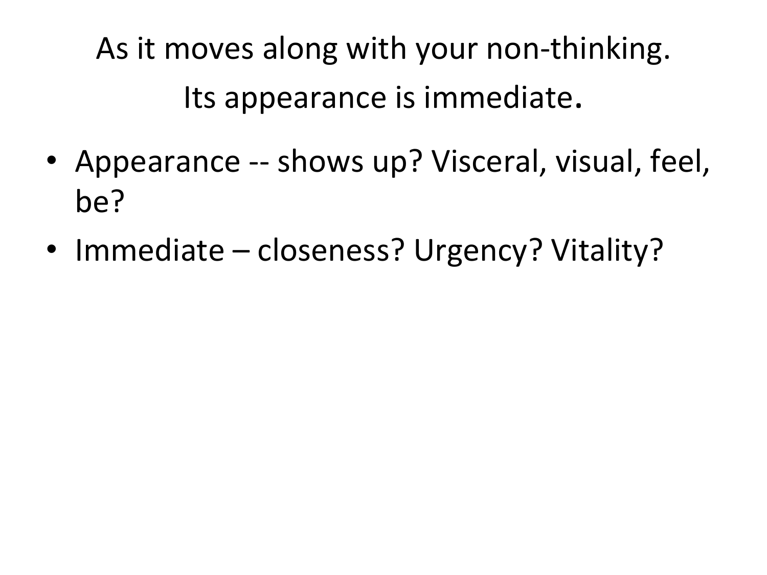## As it moves along with your non-thinking.
## Its appearance is immediate.

- Appearance -- shows up? Visceral, visual, feel, be?
- Immediate – closeness? Urgency? Vitality?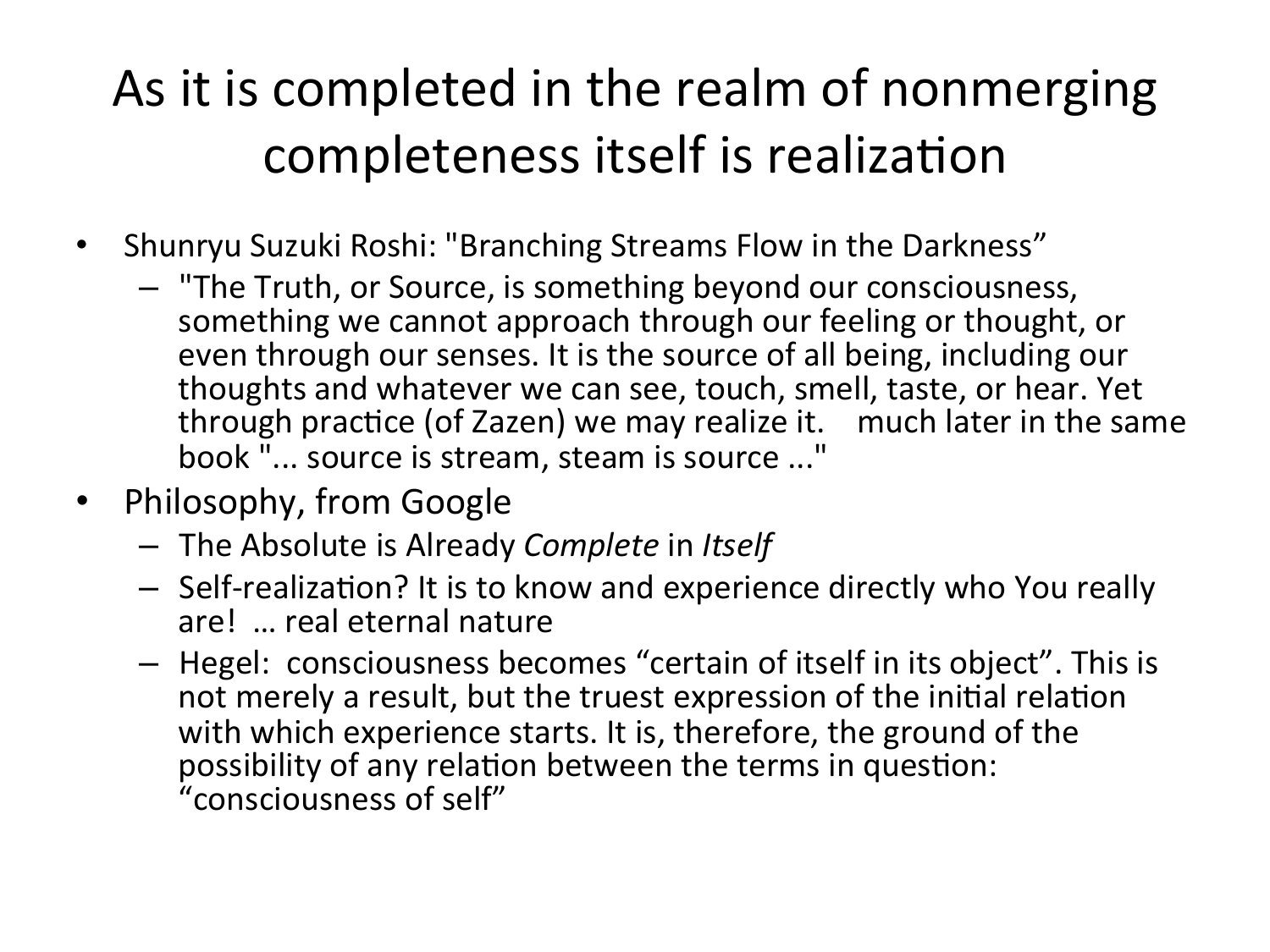# As it is completed in the realm of nonmerging completeness itself is realization

- Shunryu Suzuki Roshi: "Branching Streams Flow in the Darkness"
  - "The Truth, or Source, is something beyond our consciousness, something we cannot approach through our feeling or thought, or even through our senses. It is the source of all being, including our thoughts and whatever we can see, touch, smell, taste, or hear. Yet through practice (of Zazen) we may realize it.    much later in the same book "... source is stream, steam is source ..."
- Philosophy, from Google
  - The Absolute is Already *Complete* in *Itself*
  - Self-realization? It is to know and experience directly who You really are!  … real eternal nature
  - Hegel:  consciousness becomes "certain of itself in its object". This is not merely a result, but the truest expression of the initial relation with which experience starts. It is, therefore, the ground of the possibility of any relation between the terms in question: "consciousness of self"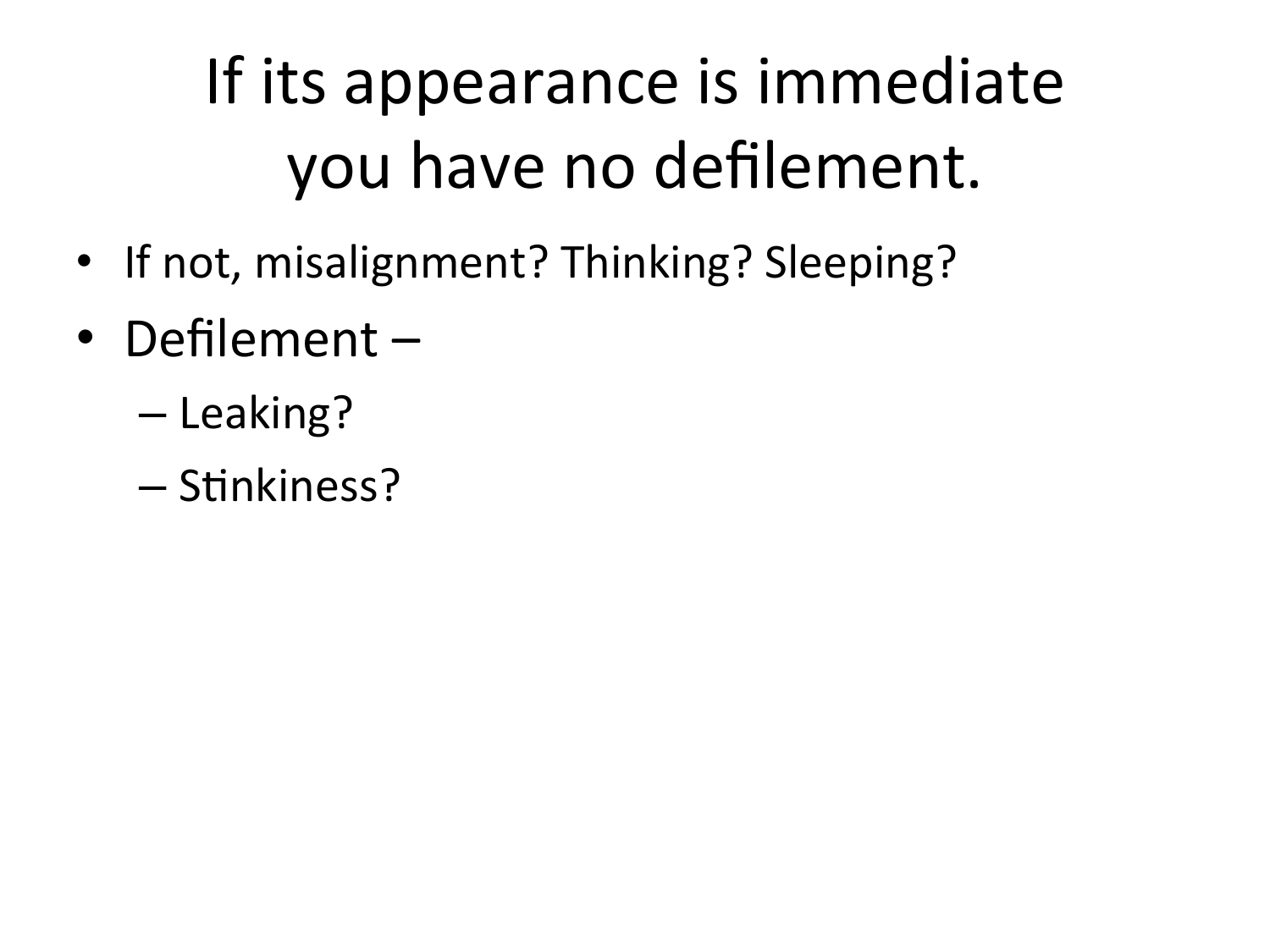# If its appearance is immediate you have no defilement.

- If not, misalignment? Thinking? Sleeping?
- Defilement –
  - Leaking?
  - Stinkiness?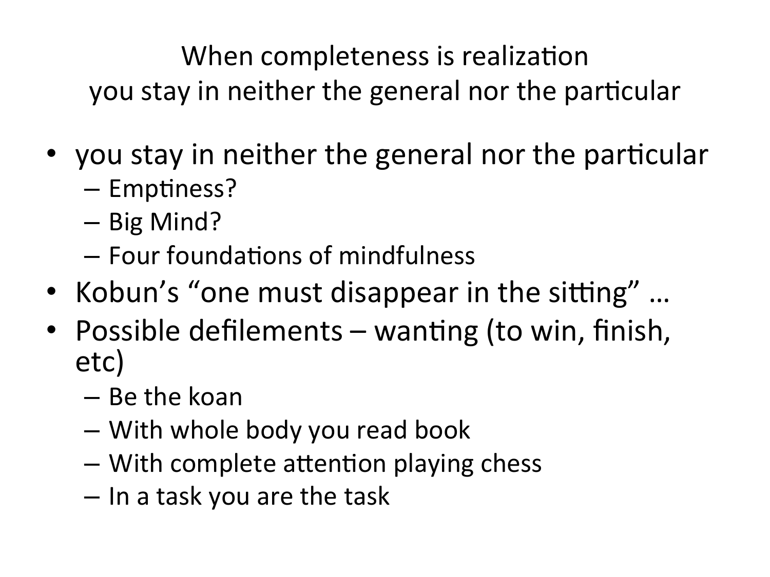# When completeness is realization you stay in neither the general nor the particular

- you stay in neither the general nor the particular
  - Emptiness?
  - Big Mind?
  - Four foundations of mindfulness
- Kobun's "one must disappear in the sitting" …
- Possible defilements – wanting (to win, finish, etc)
  - Be the koan
  - With whole body you read book
  - With complete attention playing chess
  - In a task you are the task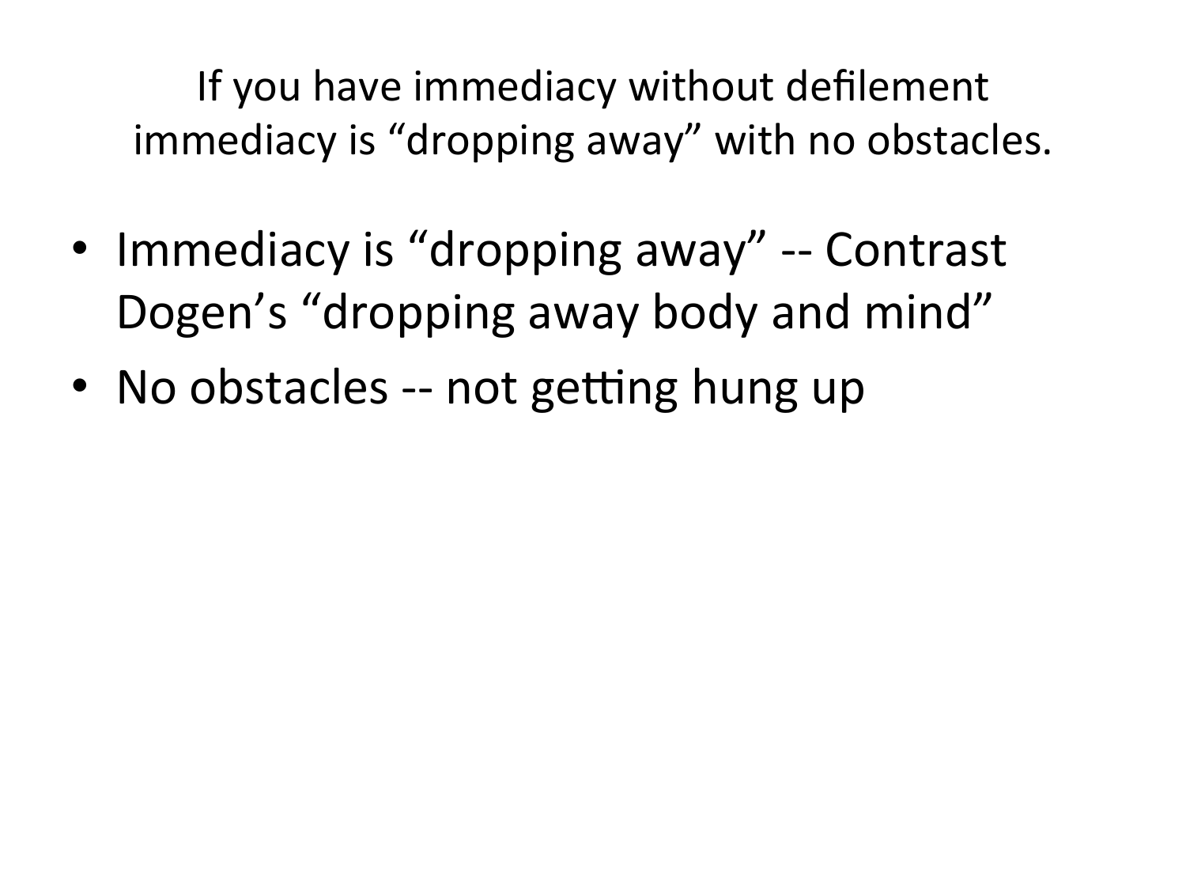## If you have immediacy without defilement immediacy is “dropping away” with no obstacles.

- Immediacy is “dropping away” -- Contrast Dogen’s “dropping away body and mind”
- No obstacles -- not getting hung up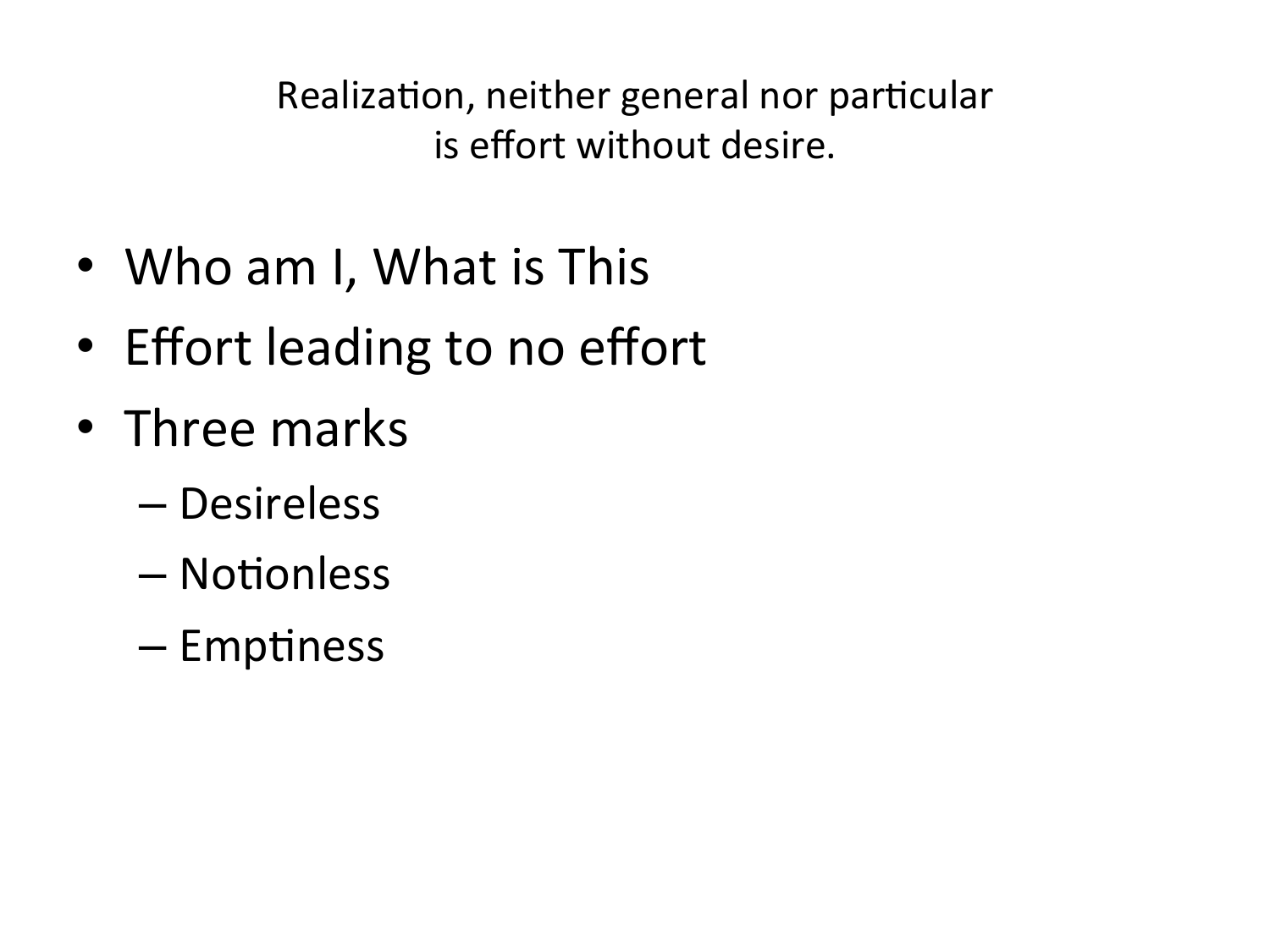## Realization, neither general nor particular
## is effort without desire.

- Who am I, What is This
- Effort leading to no effort
- Three marks
  - Desireless
  - Notionless
  - Emptiness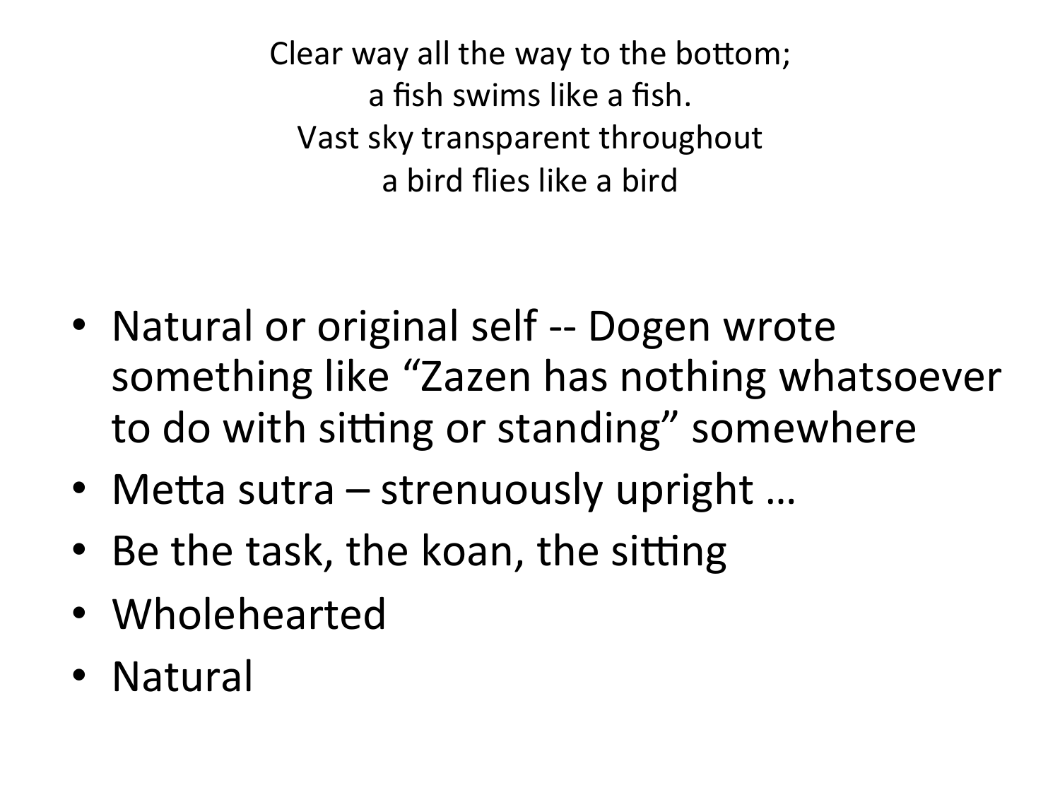Clear way all the way to the bottom;
a fish swims like a fish.
Vast sky transparent throughout
a bird flies like a bird

- Natural or original self -- Dogen wrote something like "Zazen has nothing whatsoever to do with sitting or standing" somewhere
- Metta sutra – strenuously upright …
- Be the task, the koan, the sitting
- Wholehearted
- Natural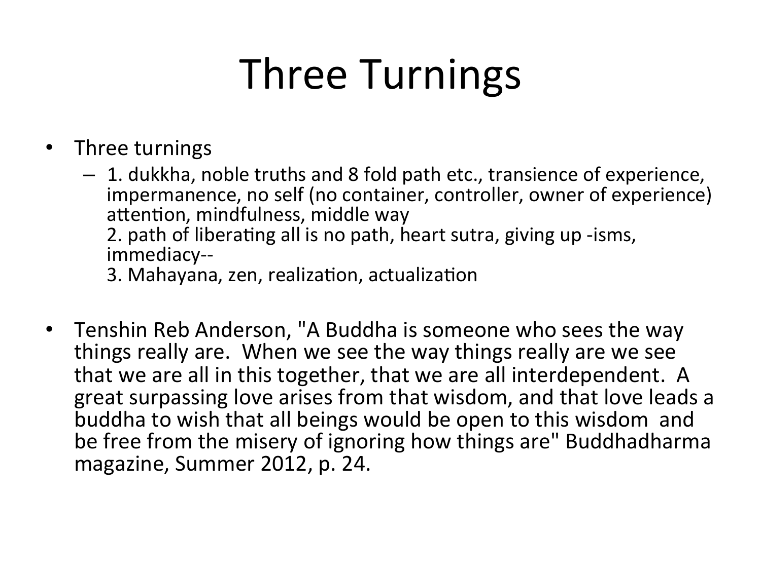# Three Turnings

- Three turnings
  - 1. dukkha, noble truths and 8 fold path etc., transience of experience, impermanence, no self (no container, controller, owner of experience) attention, mindfulness, middle way
    2. path of liberating all is no path, heart sutra, giving up -isms, immediacy--
    3. Mahayana, zen, realization, actualization

- Tenshin Reb Anderson, "A Buddha is someone who sees the way things really are. When we see the way things really are we see that we are all in this together, that we are all interdependent. A great surpassing love arises from that wisdom, and that love leads a buddha to wish that all beings would be open to this wisdom and be free from the misery of ignoring how things are" Buddhadharma magazine, Summer 2012, p. 24.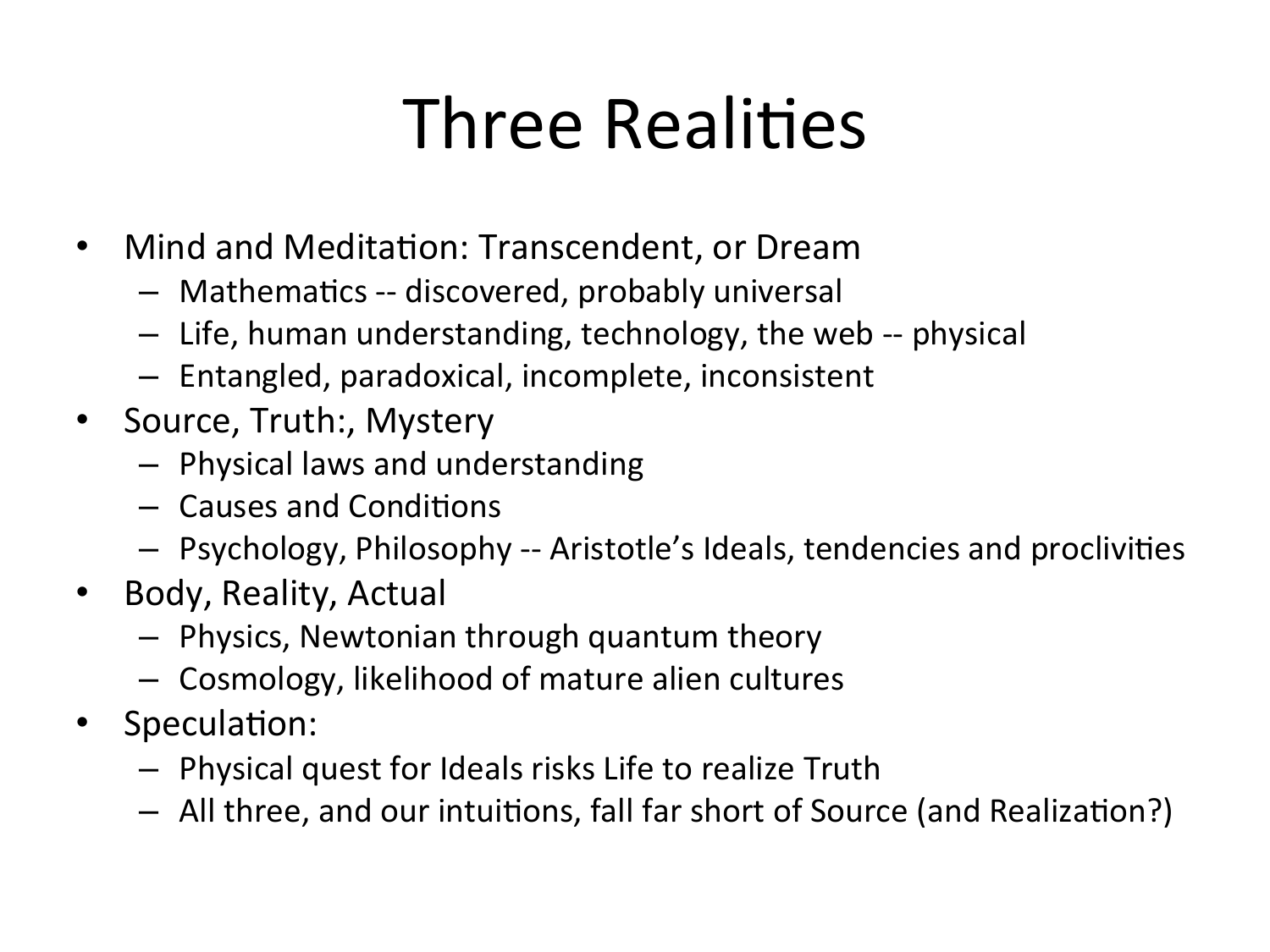# Three Realities

- Mind and Meditation: Transcendent, or Dream
  - Mathematics -- discovered, probably universal
  - Life, human understanding, technology, the web -- physical
  - Entangled, paradoxical, incomplete, inconsistent
- Source, Truth:, Mystery
  - Physical laws and understanding
  - Causes and Conditions
  - Psychology, Philosophy -- Aristotle's Ideals, tendencies and proclivities
- Body, Reality, Actual
  - Physics, Newtonian through quantum theory
  - Cosmology, likelihood of mature alien cultures
- Speculation:
  - Physical quest for Ideals risks Life to realize Truth
  - All three, and our intuitions, fall far short of Source (and Realization?)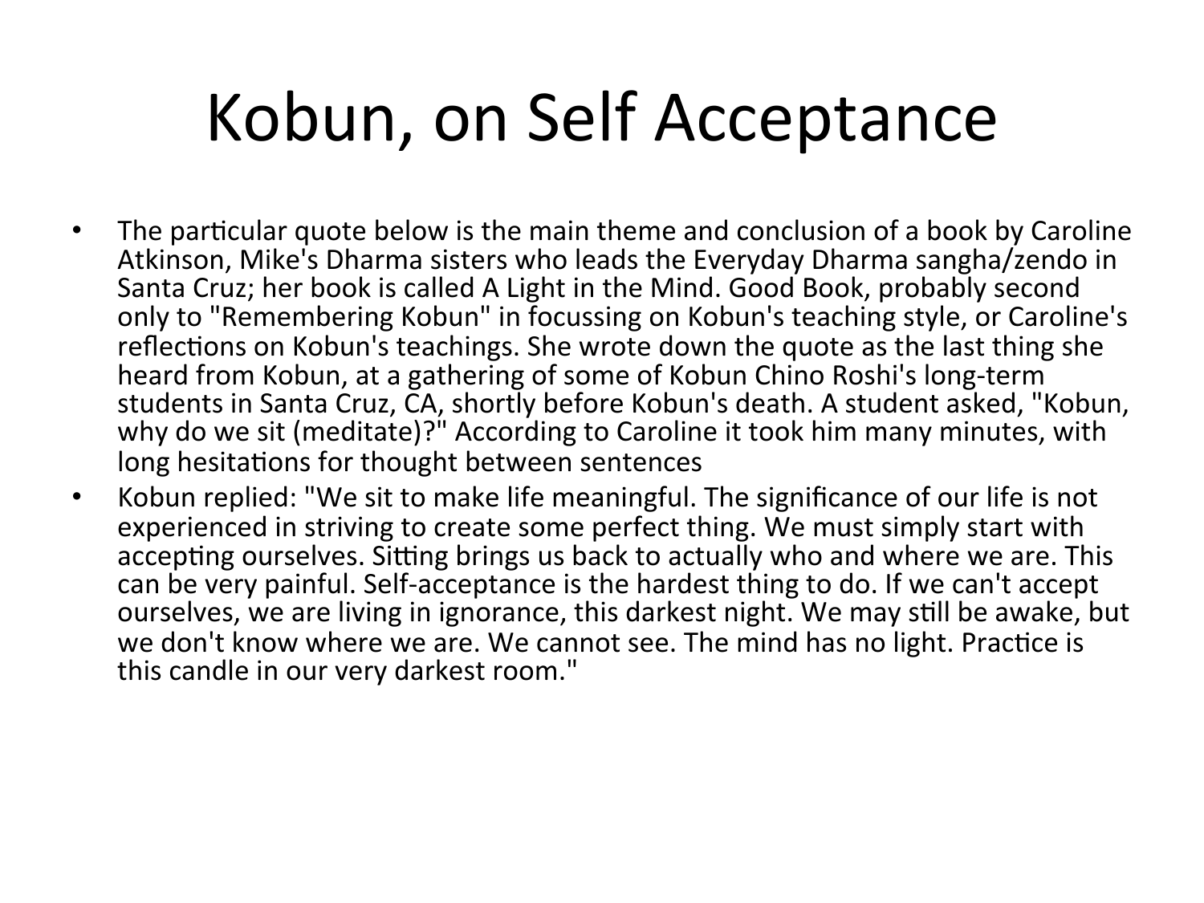# Kobun, on Self Acceptance

- The particular quote below is the main theme and conclusion of a book by Caroline Atkinson, Mike's Dharma sisters who leads the Everyday Dharma sangha/zendo in Santa Cruz; her book is called A Light in the Mind. Good Book, probably second only to "Remembering Kobun" in focussing on Kobun's teaching style, or Caroline's reflections on Kobun's teachings. She wrote down the quote as the last thing she heard from Kobun, at a gathering of some of Kobun Chino Roshi's long-term students in Santa Cruz, CA, shortly before Kobun's death. A student asked, "Kobun, why do we sit (meditate)?" According to Caroline it took him many minutes, with long hesitations for thought between sentences
- Kobun replied: "We sit to make life meaningful. The significance of our life is not experienced in striving to create some perfect thing. We must simply start with accepting ourselves. Sitting brings us back to actually who and where we are. This can be very painful. Self-acceptance is the hardest thing to do. If we can't accept ourselves, we are living in ignorance, this darkest night. We may still be awake, but we don't know where we are. We cannot see. The mind has no light. Practice is this candle in our very darkest room."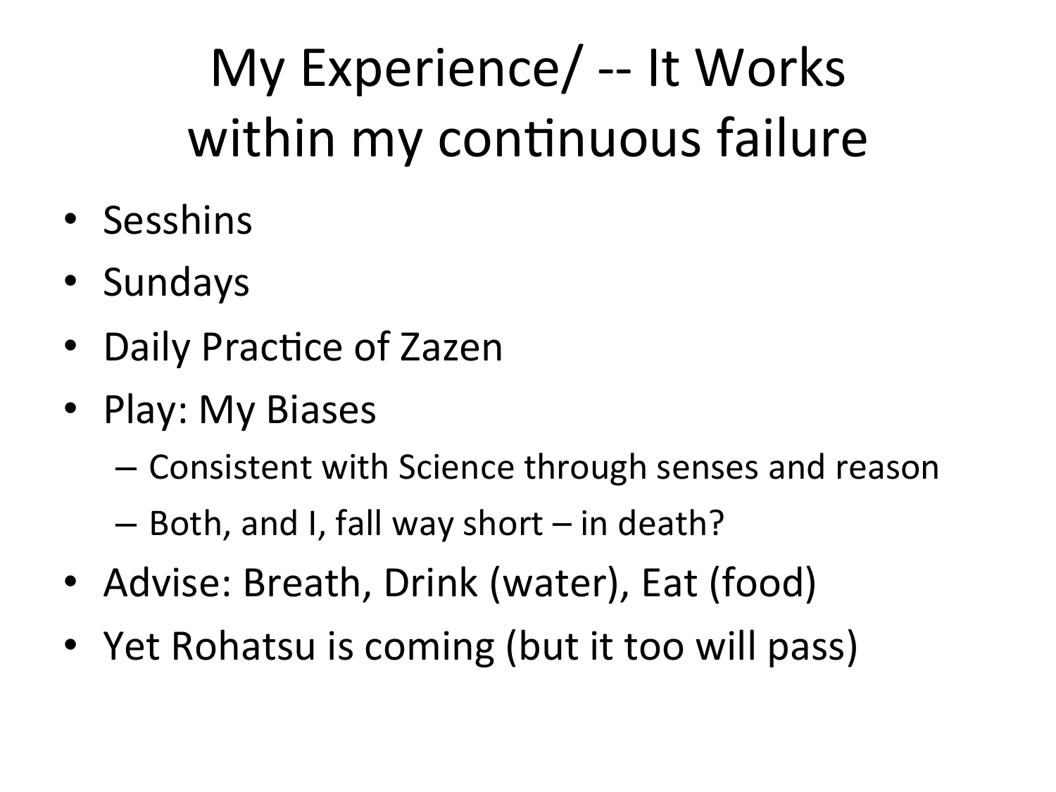# My Experience/ -- It Works within my continuous failure

- Sesshins
- Sundays
- Daily Practice of Zazen
- Play: My Biases
  - Consistent with Science through senses and reason
  - Both, and I, fall way short – in death?
- Advise: Breath, Drink (water), Eat (food)
- Yet Rohatsu is coming (but it too will pass)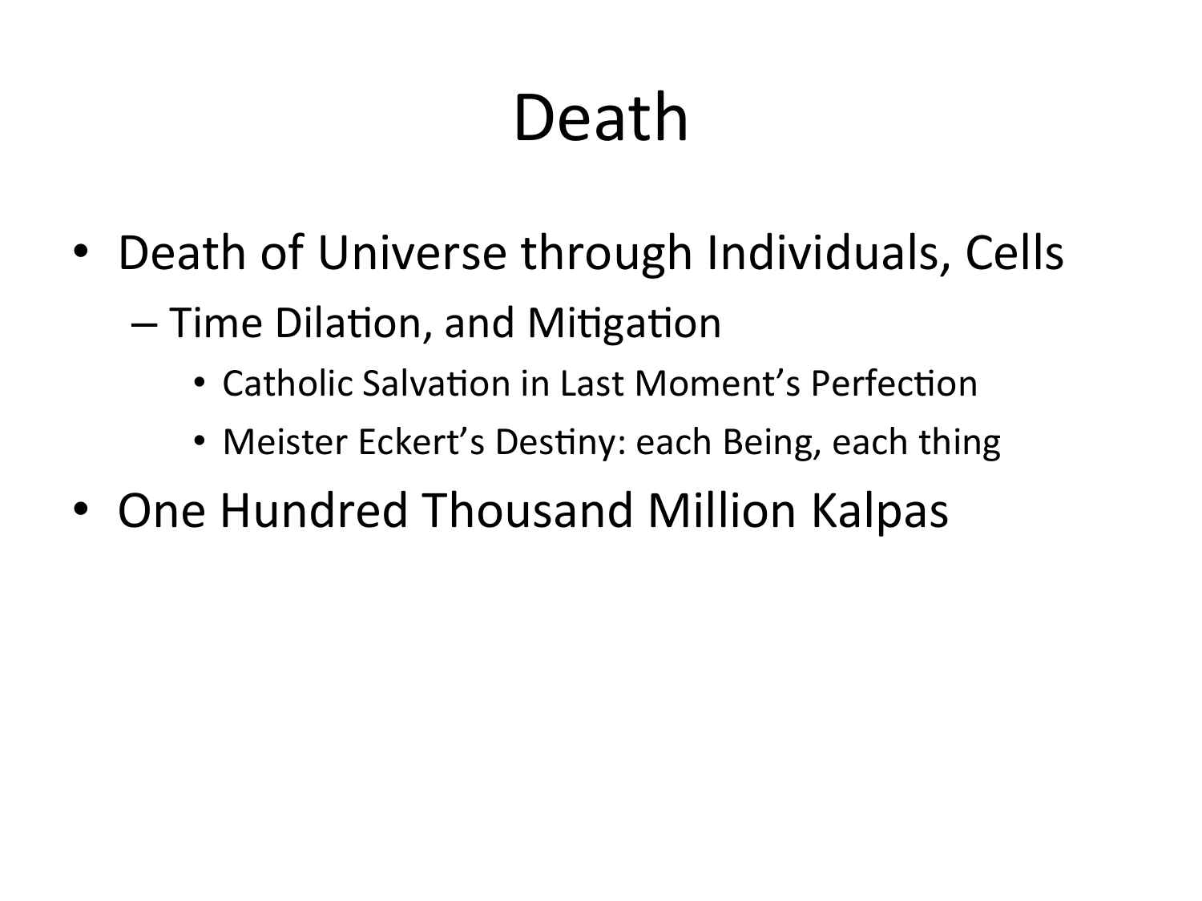# Death

- Death of Universe through Individuals, Cells
  - Time Dilation, and Mitigation
    - Catholic Salvation in Last Moment's Perfection
    - Meister Eckert's Destiny: each Being, each thing
- One Hundred Thousand Million Kalpas